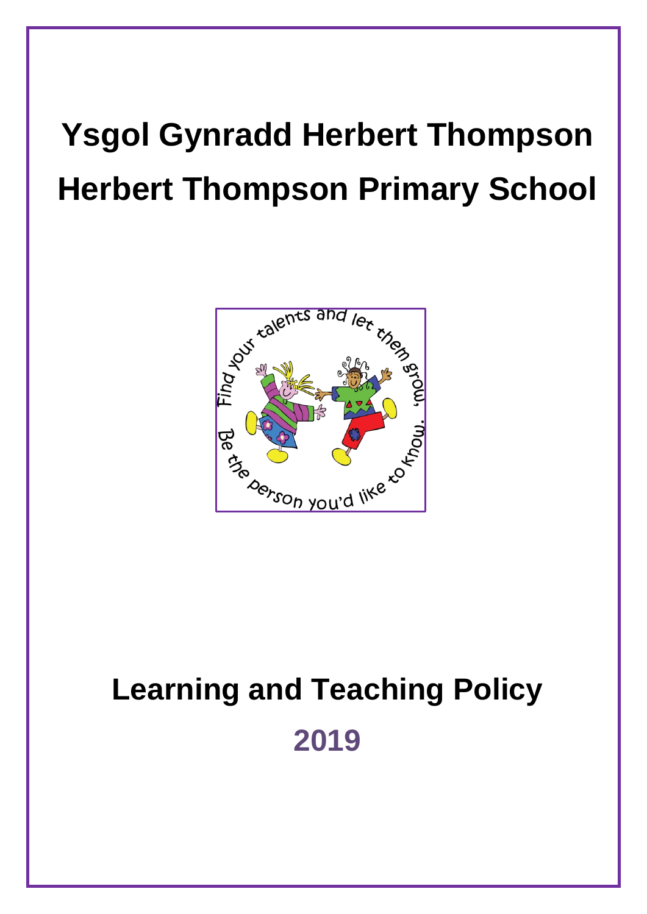# Ysgol Gynradd Herbert Thompson

# Herbert Thompson Primary School

Find your talents and let them grow, Be the person you'd like to know.

# Learning and Teaching Policy

## 2019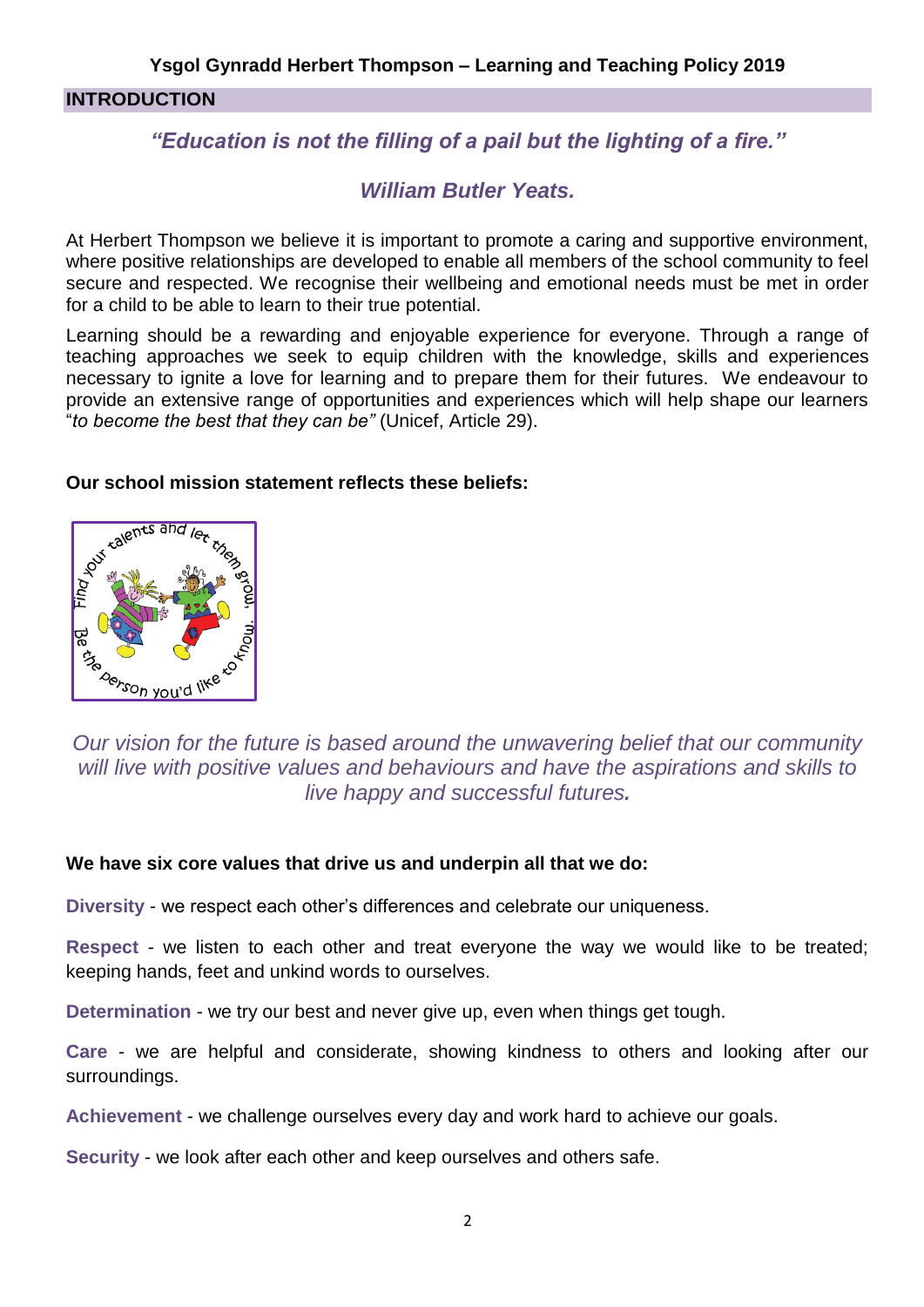**Ysgol Gynradd Herbert Thompson – Learning and Teaching Policy 2019**

## INTRODUCTION

*"Education is not the filling of a pail but the lighting of a fire."*

*William Butler Yeats.*

At Herbert Thompson we believe it is important to promote a caring and supportive environment, where positive relationships are developed to enable all members of the school community to feel secure and respected. We recognise their wellbeing and emotional needs must be met in order for a child to be able to learn to their true potential.

Learning should be a rewarding and enjoyable experience for everyone. Through a range of teaching approaches we seek to equip children with the knowledge, skills and experiences necessary to ignite a love for learning and to prepare them for their futures. We endeavour to provide an extensive range of opportunities and experiences which will help shape our learners "*to become the best that they can be"* (Unicef, Article 29).

**Our school mission statement reflects these beliefs:**

Find your talents and let them grow. Be the person you'd like to know.

*Our vision for the future is based around the unwavering belief that our community will live with positive values and behaviours and have the aspirations and skills to live happy and successful futures.*

**We have six core values that drive us and underpin all that we do:**

**Diversity** - we respect each other's differences and celebrate our uniqueness.

**Respect** - we listen to each other and treat everyone the way we would like to be treated; keeping hands, feet and unkind words to ourselves.

**Determination** - we try our best and never give up, even when things get tough.

**Care** - we are helpful and considerate, showing kindness to others and looking after our surroundings.

**Achievement** - we challenge ourselves every day and work hard to achieve our goals.

**Security** - we look after each other and keep ourselves and others safe.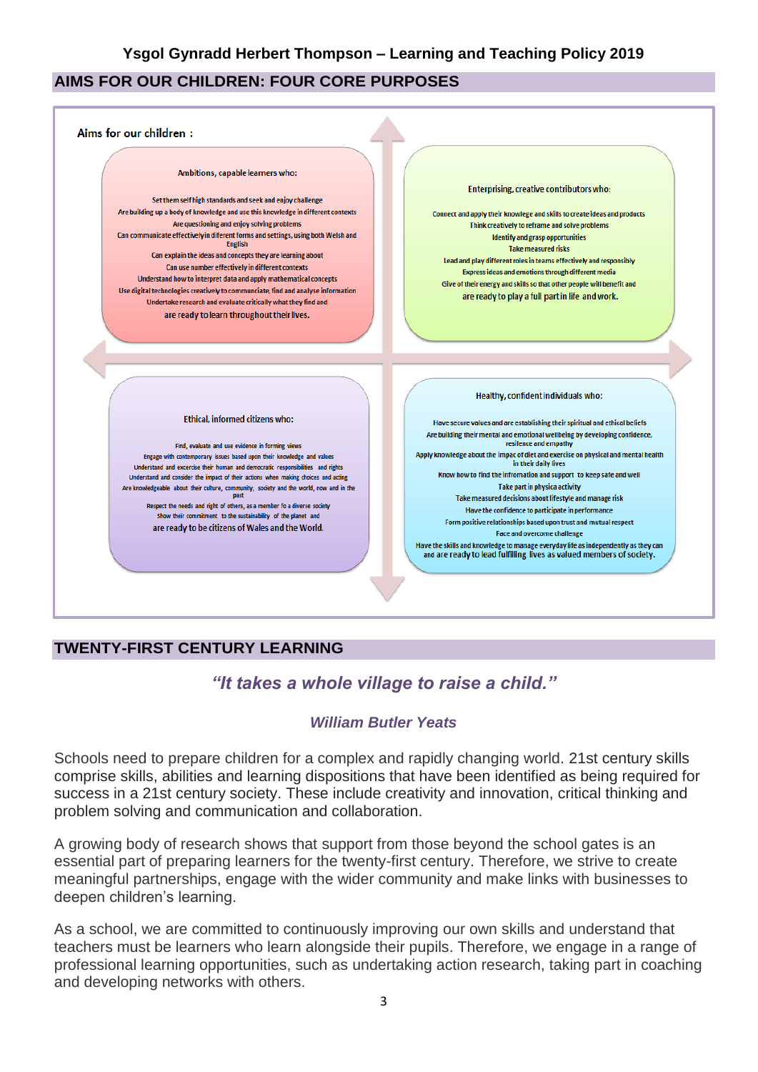## AIMS FOR OUR CHILDREN: FOUR CORE PURPOSES

Aims for our children :

**Ambitions, capable learners who:**

- Set them self high standards and seek and enjoy challenge
- Are building up a body of knowledge and use this knowledge in different contexts
- Are questioning and enjoy solving problems
- Can communicate effectively in different forms and settings, using both Welsh and English
- Can explain the ideas and concepts they are learning about
- Can use number effectively in different contexts
- Understand how to interpret data and apply mathematical concepts
- Use digital technologies creatively to communicate, find and analyse information
- Undertake research and evaluate critically what they find and

are ready to learn throughout their lives.

**Enterprising, creative contributors who:**

- Connect and apply their knowlege and skills to create ideas and products
- Think creatively to reframe and solve problems
- Identify and grasp opportunities
- Take measured risks
- Lead and play different roles in teams effectively and responsibly
- Express ideas and emotions through different media
- Give of their energy and skills so that other people will benefit and

are ready to play a full part in life and work.

**Ethical, informed citizens who:**

- Find, evaluate and use evidence in forming views
- Engage with contemporary issues based upon their knowledge and values
- Understand and excercise their human and democratic responsibilities and rights
- Understand and consider the impact of their actions when making choices and acting
- Are knowledgeable about their culture, community, society and the world, now and in the past
- Respect the needs and right of others, as a member fo a diverse society
- Show their commitment to the sustainability of the planet and

are ready to be citizens of Wales and the World.

**Healthy, confident individuals who:**

- Have secure values and are establishing their spiritual and ethical beliefs
- Are building their mental and emotional wellbeing by developing confidence, resilence and empathy
- Apply knowledge about the impac of diet and exercise on physical and mental health in their daily lives
- Know how to find the information and support to keep safe and well
- Take part in physica activity
- Take measured decisions about lifestyle and manage risk
- Have the confidence to participate in performance
- Form positive relationships based upon trust and mutual respect
- Face and overcome challenge
- Have the skills and knowledge to manage everyday life as independently as they can

and are ready to lead fulfilling lives as valued members of society.

## TWENTY-FIRST CENTURY LEARNING

***"It takes a whole village to raise a child."***

***William Butler Yeats***

Schools need to prepare children for a complex and rapidly changing world. 21st century skills comprise skills, abilities and learning dispositions that have been identified as being required for success in a 21st century society. These include creativity and innovation, critical thinking and problem solving and communication and collaboration.

A growing body of research shows that support from those beyond the school gates is an essential part of preparing learners for the twenty-first century. Therefore, we strive to create meaningful partnerships, engage with the wider community and make links with businesses to deepen children's learning.

As a school, we are committed to continuously improving our own skills and understand that teachers must be learners who learn alongside their pupils. Therefore, we engage in a range of professional learning opportunities, such as undertaking action research, taking part in coaching and developing networks with others.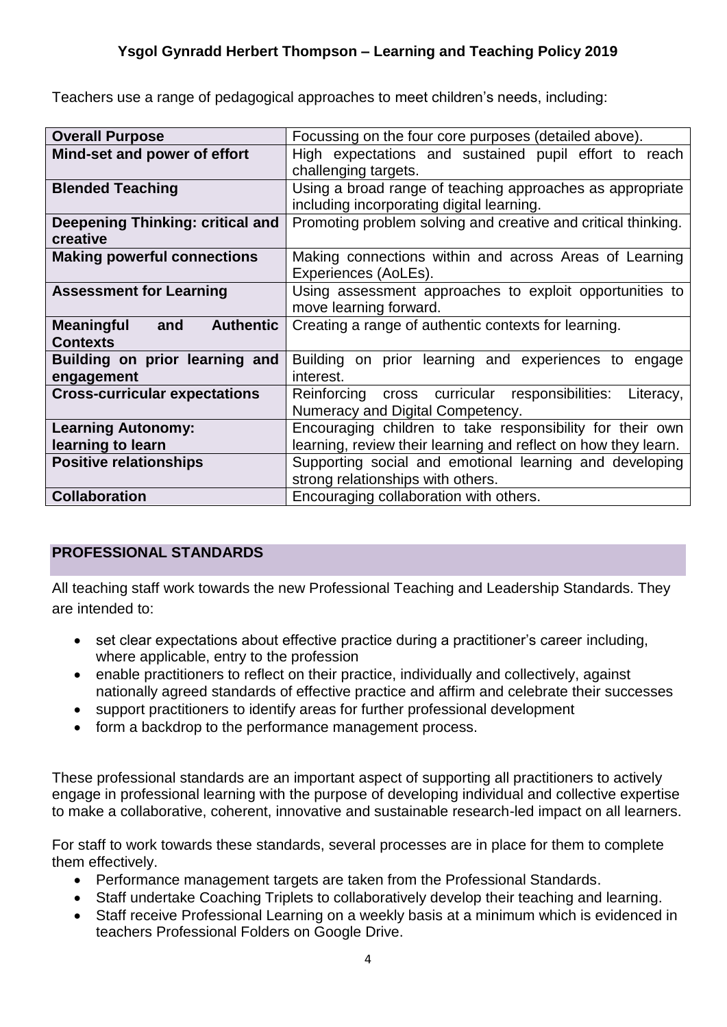Teachers use a range of pedagogical approaches to meet children's needs, including:

| | |
|---|---|
| **Overall Purpose** | Focussing on the four core purposes (detailed above). |
| **Mind-set and power of effort** | High expectations and sustained pupil effort to reach challenging targets. |
| **Blended Teaching** | Using a broad range of teaching approaches as appropriate including incorporating digital learning. |
| **Deepening Thinking: critical and creative** | Promoting problem solving and creative and critical thinking. |
| **Making powerful connections** | Making connections within and across Areas of Learning Experiences (AoLEs). |
| **Assessment for Learning** | Using assessment approaches to exploit opportunities to move learning forward. |
| **Meaningful and Authentic Contexts** | Creating a range of authentic contexts for learning. |
| **Building on prior learning and engagement** | Building on prior learning and experiences to engage interest. |
| **Cross-curricular expectations** | Reinforcing cross curricular responsibilities: Literacy, Numeracy and Digital Competency. |
| **Learning Autonomy: learning to learn** | Encouraging children to take responsibility for their own learning, review their learning and reflect on how they learn. |
| **Positive relationships** | Supporting social and emotional learning and developing strong relationships with others. |
| **Collaboration** | Encouraging collaboration with others. |

## PROFESSIONAL STANDARDS

All teaching staff work towards the new Professional Teaching and Leadership Standards. They are intended to:

- set clear expectations about effective practice during a practitioner's career including, where applicable, entry to the profession
- enable practitioners to reflect on their practice, individually and collectively, against nationally agreed standards of effective practice and affirm and celebrate their successes
- support practitioners to identify areas for further professional development
- form a backdrop to the performance management process.

These professional standards are an important aspect of supporting all practitioners to actively engage in professional learning with the purpose of developing individual and collective expertise to make a collaborative, coherent, innovative and sustainable research-led impact on all learners.

For staff to work towards these standards, several processes are in place for them to complete them effectively.

- Performance management targets are taken from the Professional Standards.
- Staff undertake Coaching Triplets to collaboratively develop their teaching and learning.
- Staff receive Professional Learning on a weekly basis at a minimum which is evidenced in teachers Professional Folders on Google Drive.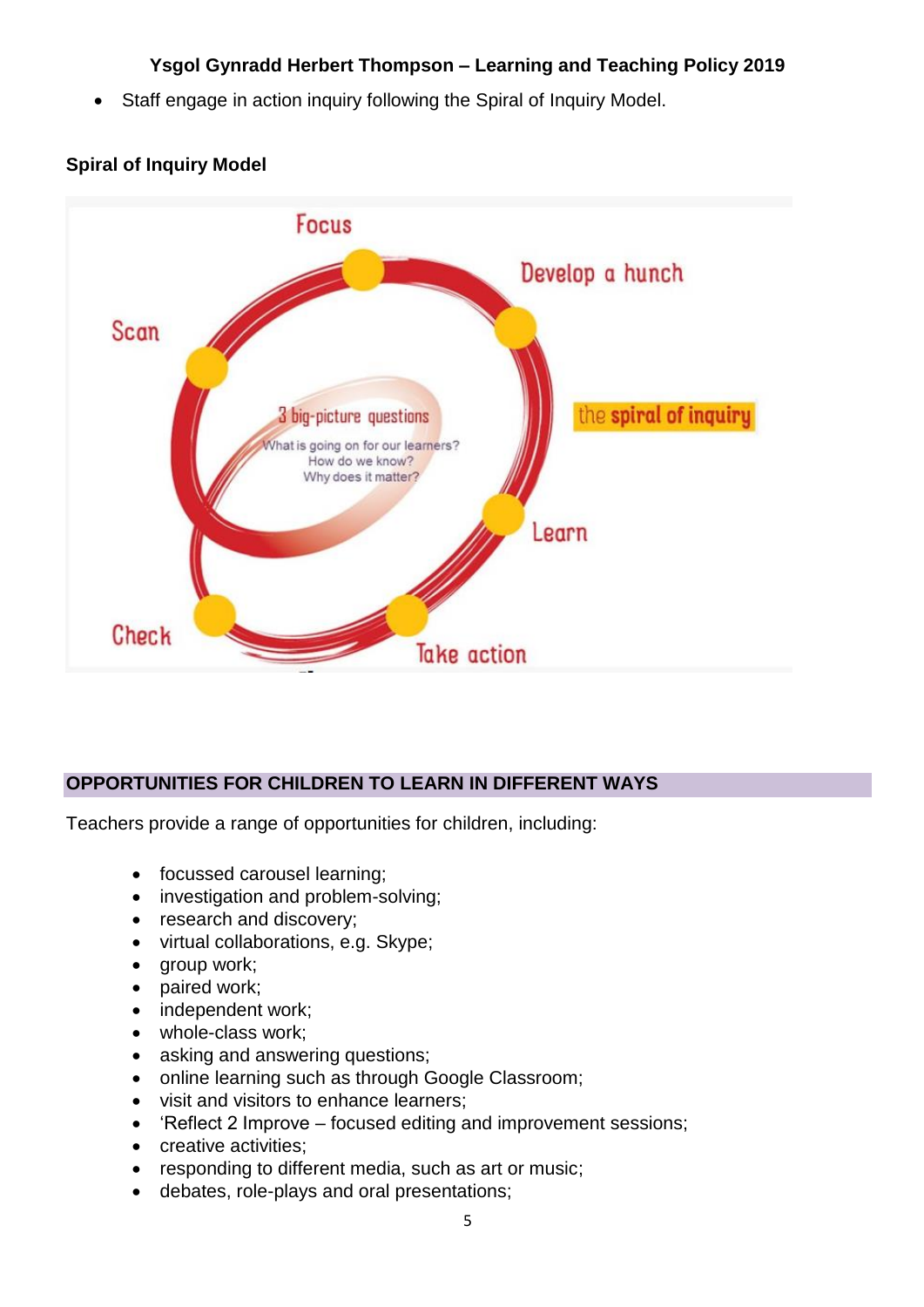- Staff engage in action inquiry following the Spiral of Inquiry Model.

**Spiral of Inquiry Model**

Focus

Develop a hunch

Scan

3 big-picture questions

What is going on for our learners?
How do we know?
Why does it matter?

the spiral of inquiry

Learn

Check

Take action

## OPPORTUNITIES FOR CHILDREN TO LEARN IN DIFFERENT WAYS

Teachers provide a range of opportunities for children, including:

- focussed carousel learning;
- investigation and problem-solving;
- research and discovery;
- virtual collaborations, e.g. Skype;
- group work;
- paired work;
- independent work;
- whole-class work;
- asking and answering questions;
- online learning such as through Google Classroom;
- visit and visitors to enhance learners;
- 'Reflect 2 Improve – focused editing and improvement sessions;
- creative activities;
- responding to different media, such as art or music;
- debates, role-plays and oral presentations;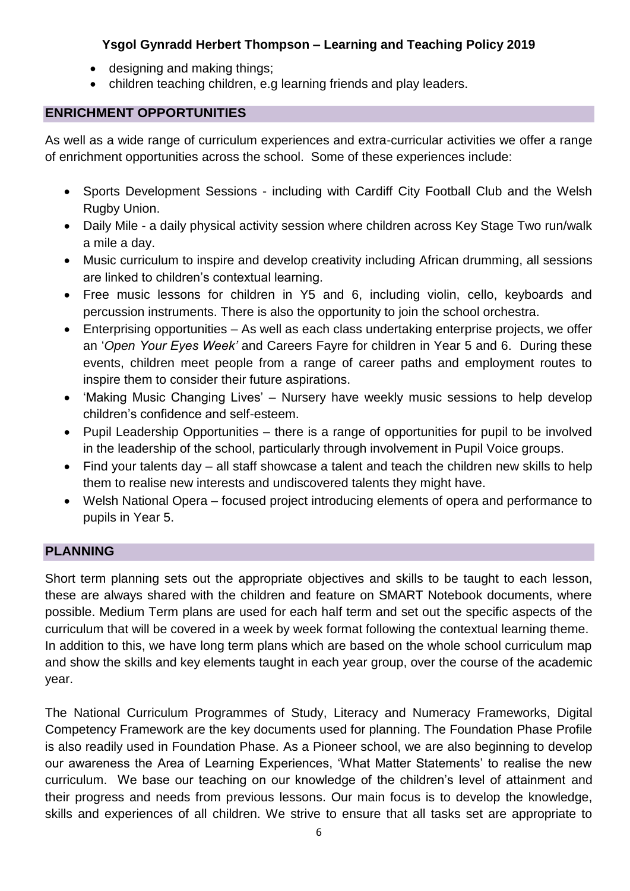- designing and making things;
- children teaching children, e.g learning friends and play leaders.

## ENRICHMENT OPPORTUNITIES

As well as a wide range of curriculum experiences and extra-curricular activities we offer a range of enrichment opportunities across the school. Some of these experiences include:

- Sports Development Sessions - including with Cardiff City Football Club and the Welsh Rugby Union.
- Daily Mile - a daily physical activity session where children across Key Stage Two run/walk a mile a day.
- Music curriculum to inspire and develop creativity including African drumming, all sessions are linked to children's contextual learning.
- Free music lessons for children in Y5 and 6, including violin, cello, keyboards and percussion instruments. There is also the opportunity to join the school orchestra.
- Enterprising opportunities – As well as each class undertaking enterprise projects, we offer an '*Open Your Eyes Week'* and Careers Fayre for children in Year 5 and 6. During these events, children meet people from a range of career paths and employment routes to inspire them to consider their future aspirations.
- 'Making Music Changing Lives' – Nursery have weekly music sessions to help develop children's confidence and self-esteem.
- Pupil Leadership Opportunities – there is a range of opportunities for pupil to be involved in the leadership of the school, particularly through involvement in Pupil Voice groups.
- Find your talents day – all staff showcase a talent and teach the children new skills to help them to realise new interests and undiscovered talents they might have.
- Welsh National Opera – focused project introducing elements of opera and performance to pupils in Year 5.

## PLANNING

Short term planning sets out the appropriate objectives and skills to be taught to each lesson, these are always shared with the children and feature on SMART Notebook documents, where possible. Medium Term plans are used for each half term and set out the specific aspects of the curriculum that will be covered in a week by week format following the contextual learning theme. In addition to this, we have long term plans which are based on the whole school curriculum map and show the skills and key elements taught in each year group, over the course of the academic year.

The National Curriculum Programmes of Study, Literacy and Numeracy Frameworks, Digital Competency Framework are the key documents used for planning. The Foundation Phase Profile is also readily used in Foundation Phase. As a Pioneer school, we are also beginning to develop our awareness the Area of Learning Experiences, 'What Matter Statements' to realise the new curriculum. We base our teaching on our knowledge of the children's level of attainment and their progress and needs from previous lessons. Our main focus is to develop the knowledge, skills and experiences of all children. We strive to ensure that all tasks set are appropriate to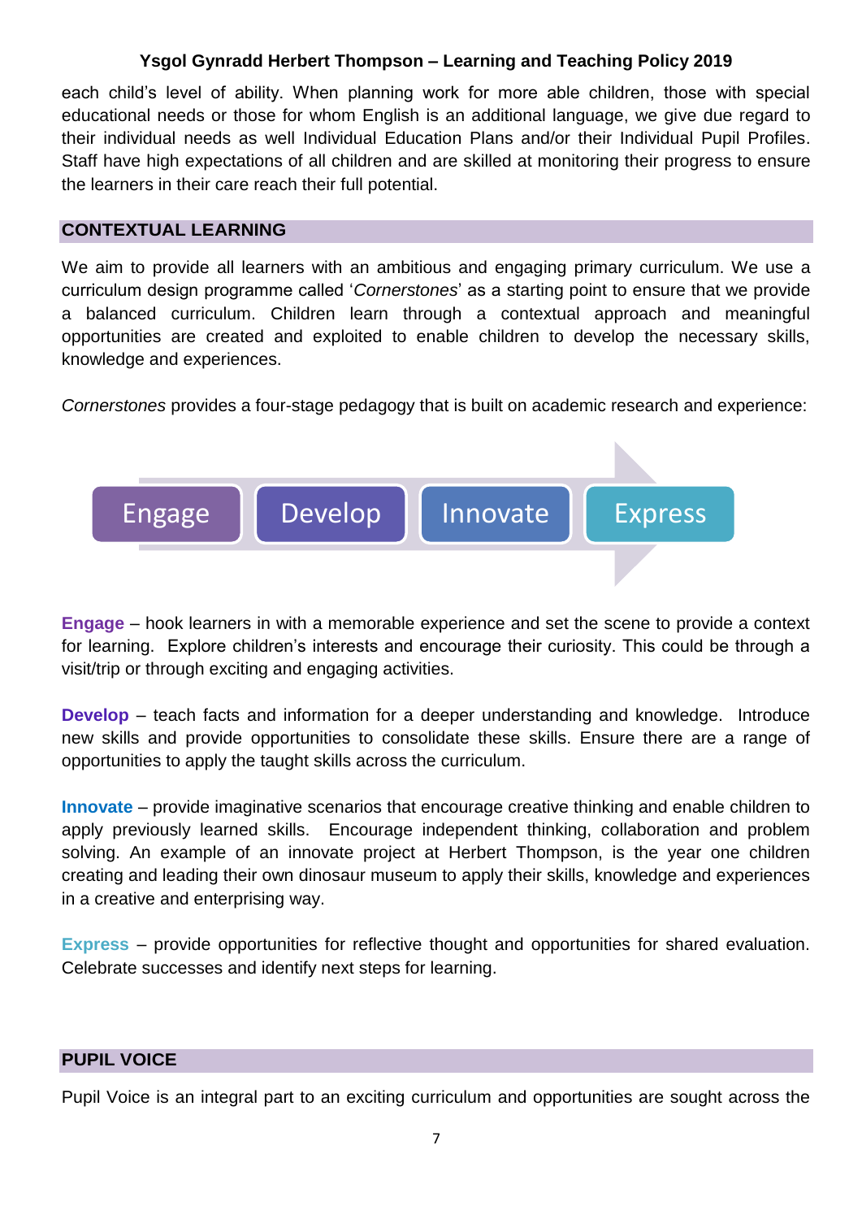each child's level of ability. When planning work for more able children, those with special educational needs or those for whom English is an additional language, we give due regard to their individual needs as well Individual Education Plans and/or their Individual Pupil Profiles. Staff have high expectations of all children and are skilled at monitoring their progress to ensure the learners in their care reach their full potential.

## CONTEXTUAL LEARNING

We aim to provide all learners with an ambitious and engaging primary curriculum. We use a curriculum design programme called '*Cornerstones*' as a starting point to ensure that we provide a balanced curriculum. Children learn through a contextual approach and meaningful opportunities are created and exploited to enable children to develop the necessary skills, knowledge and experiences.

*Cornerstones* provides a four-stage pedagogy that is built on academic research and experience:

Engage → Develop → Innovate → Express

**Engage** – hook learners in with a memorable experience and set the scene to provide a context for learning. Explore children's interests and encourage their curiosity. This could be through a visit/trip or through exciting and engaging activities.

**Develop** – teach facts and information for a deeper understanding and knowledge. Introduce new skills and provide opportunities to consolidate these skills. Ensure there are a range of opportunities to apply the taught skills across the curriculum.

**Innovate** – provide imaginative scenarios that encourage creative thinking and enable children to apply previously learned skills. Encourage independent thinking, collaboration and problem solving. An example of an innovate project at Herbert Thompson, is the year one children creating and leading their own dinosaur museum to apply their skills, knowledge and experiences in a creative and enterprising way.

**Express** – provide opportunities for reflective thought and opportunities for shared evaluation. Celebrate successes and identify next steps for learning.

## PUPIL VOICE

Pupil Voice is an integral part to an exciting curriculum and opportunities are sought across the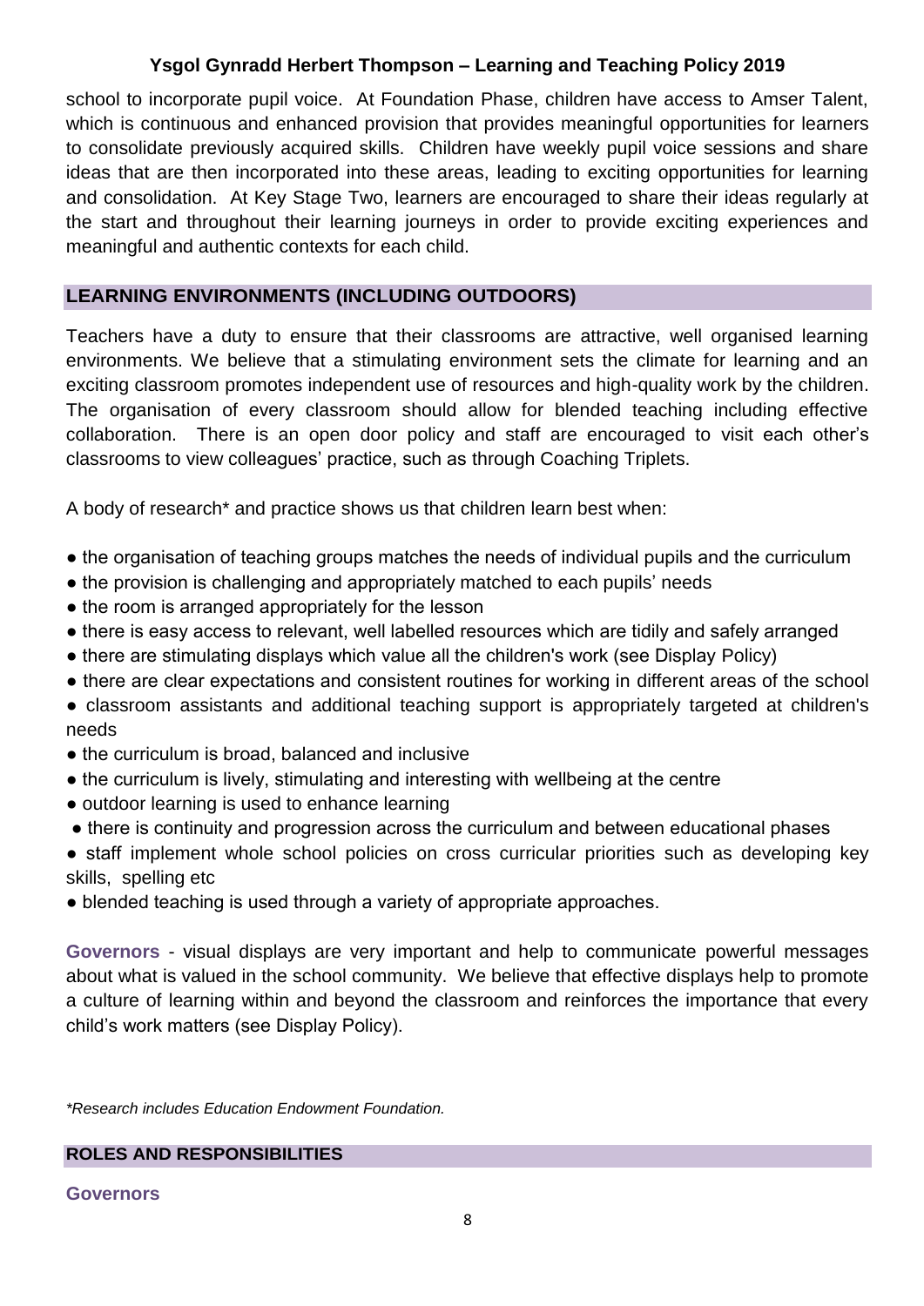school to incorporate pupil voice. At Foundation Phase, children have access to Amser Talent, which is continuous and enhanced provision that provides meaningful opportunities for learners to consolidate previously acquired skills. Children have weekly pupil voice sessions and share ideas that are then incorporated into these areas, leading to exciting opportunities for learning and consolidation. At Key Stage Two, learners are encouraged to share their ideas regularly at the start and throughout their learning journeys in order to provide exciting experiences and meaningful and authentic contexts for each child.

## LEARNING ENVIRONMENTS (INCLUDING OUTDOORS)

Teachers have a duty to ensure that their classrooms are attractive, well organised learning environments. We believe that a stimulating environment sets the climate for learning and an exciting classroom promotes independent use of resources and high-quality work by the children. The organisation of every classroom should allow for blended teaching including effective collaboration. There is an open door policy and staff are encouraged to visit each other's classrooms to view colleagues' practice, such as through Coaching Triplets.

A body of research* and practice shows us that children learn best when:

- the organisation of teaching groups matches the needs of individual pupils and the curriculum
- the provision is challenging and appropriately matched to each pupils' needs
- the room is arranged appropriately for the lesson
- there is easy access to relevant, well labelled resources which are tidily and safely arranged
- there are stimulating displays which value all the children's work (see Display Policy)
- there are clear expectations and consistent routines for working in different areas of the school
- classroom assistants and additional teaching support is appropriately targeted at children's needs
- the curriculum is broad, balanced and inclusive
- the curriculum is lively, stimulating and interesting with wellbeing at the centre
- outdoor learning is used to enhance learning
- there is continuity and progression across the curriculum and between educational phases
- staff implement whole school policies on cross curricular priorities such as developing key skills, spelling etc
- blended teaching is used through a variety of appropriate approaches.

**Governors** - visual displays are very important and help to communicate powerful messages about what is valued in the school community. We believe that effective displays help to promote a culture of learning within and beyond the classroom and reinforces the importance that every child's work matters (see Display Policy).

*\*Research includes Education Endowment Foundation.*

## ROLES AND RESPONSIBILITIES

### Governors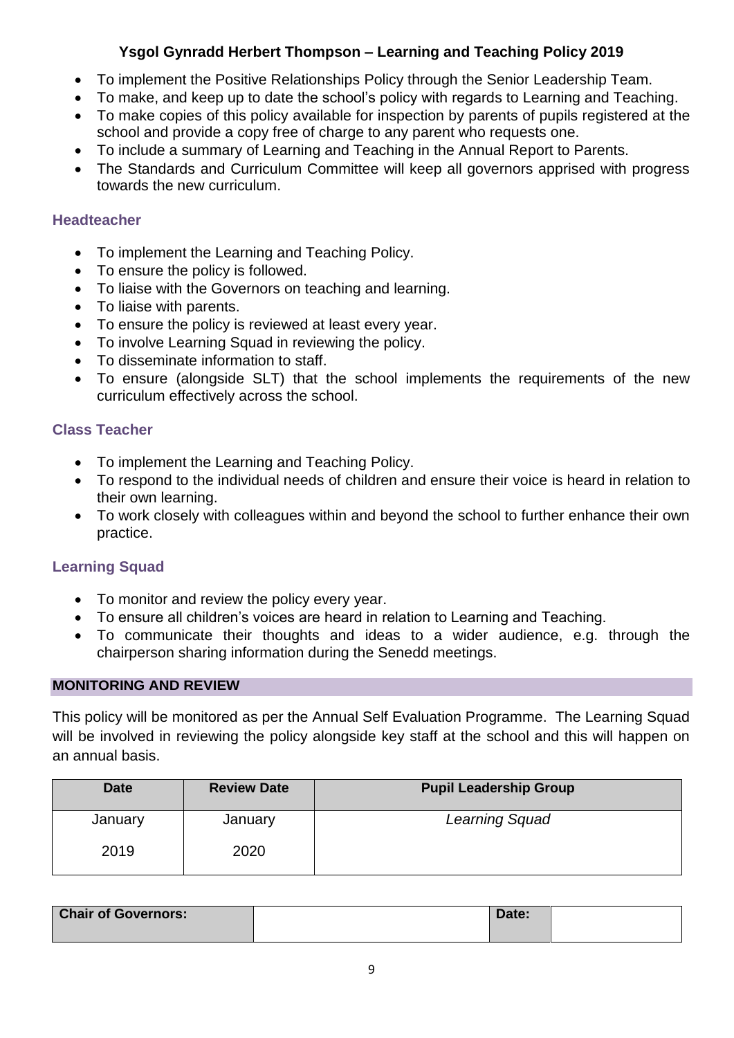- To implement the Positive Relationships Policy through the Senior Leadership Team.
- To make, and keep up to date the school's policy with regards to Learning and Teaching.
- To make copies of this policy available for inspection by parents of pupils registered at the school and provide a copy free of charge to any parent who requests one.
- To include a summary of Learning and Teaching in the Annual Report to Parents.
- The Standards and Curriculum Committee will keep all governors apprised with progress towards the new curriculum.

### Headteacher

- To implement the Learning and Teaching Policy.
- To ensure the policy is followed.
- To liaise with the Governors on teaching and learning.
- To liaise with parents.
- To ensure the policy is reviewed at least every year.
- To involve Learning Squad in reviewing the policy.
- To disseminate information to staff.
- To ensure (alongside SLT) that the school implements the requirements of the new curriculum effectively across the school.

### Class Teacher

- To implement the Learning and Teaching Policy.
- To respond to the individual needs of children and ensure their voice is heard in relation to their own learning.
- To work closely with colleagues within and beyond the school to further enhance their own practice.

### Learning Squad

- To monitor and review the policy every year.
- To ensure all children's voices are heard in relation to Learning and Teaching.
- To communicate their thoughts and ideas to a wider audience, e.g. through the chairperson sharing information during the Senedd meetings.

## MONITORING AND REVIEW

This policy will be monitored as per the Annual Self Evaluation Programme. The Learning Squad will be involved in reviewing the policy alongside key staff at the school and this will happen on an annual basis.

| Date | Review Date | Pupil Leadership Group |
|---|---|---|
| January 2019 | January 2020 | *Learning Squad* |

| **Chair of Governors:** | | **Date:** | |
|---|---|---|---|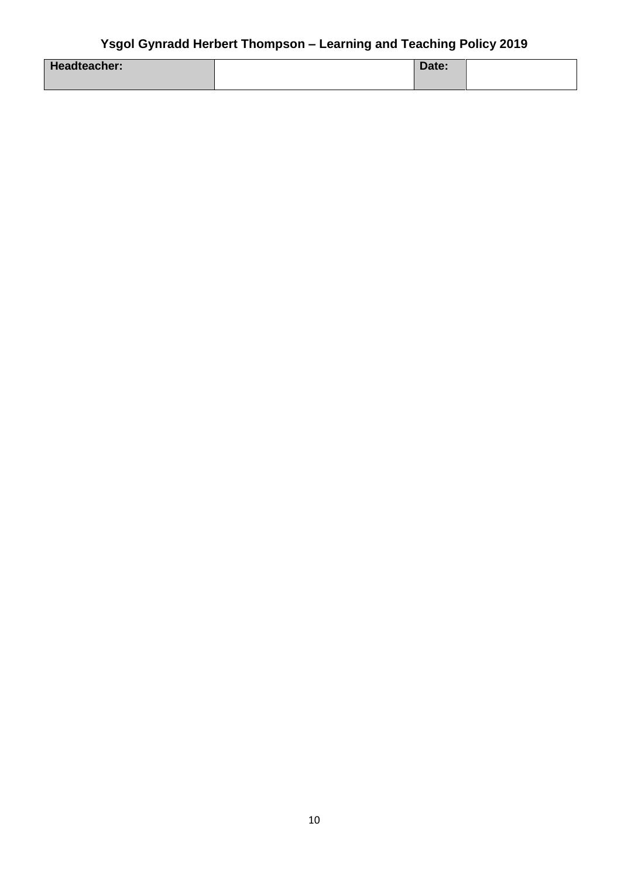| | | | |
|---|---|---|---|
| **Headteacher:** | | **Date:** | |